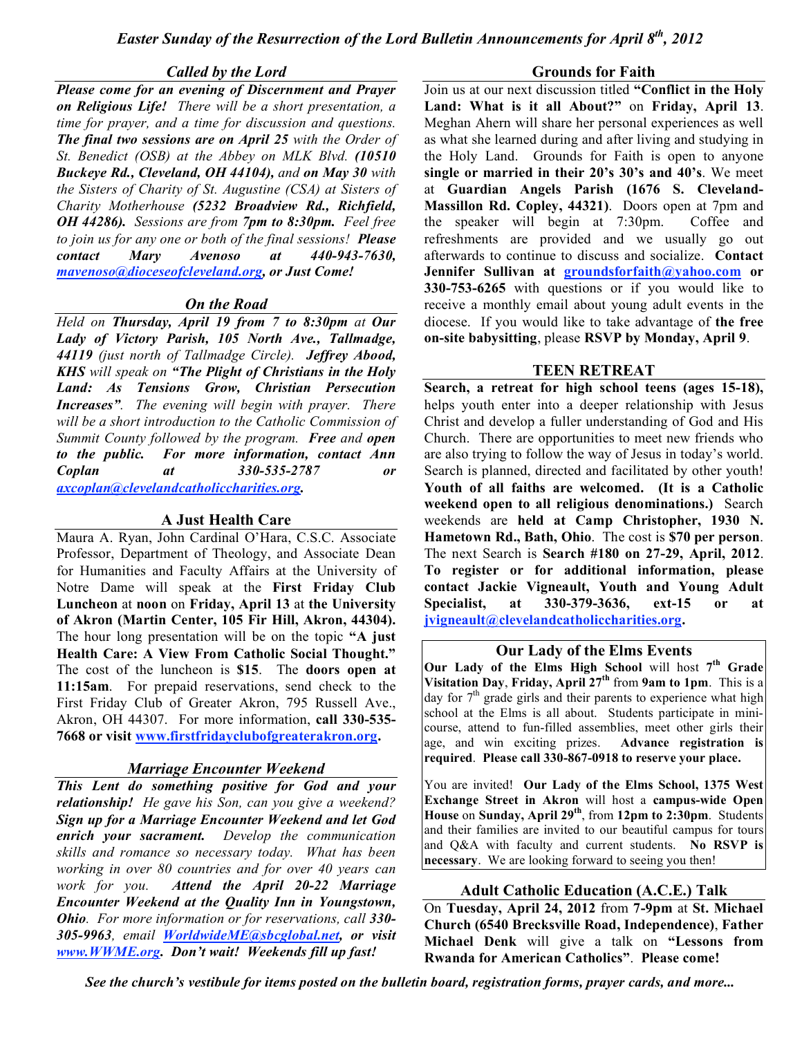# *Easter Sunday of the Resurrection of the Lord Bulletin Announcements for April 8th, 2012*

## *Called by the Lord*

***Please come for an evening of Discernment and Prayer on Religious Life!*** *There will be a short presentation, a time for prayer, and a time for discussion and questions.* ***The final two sessions are on April 25*** *with the Order of St. Benedict (OSB) at the Abbey on MLK Blvd.* ***(10510 Buckeye Rd., Cleveland, OH 44104),*** *and* ***on May 30*** *with the Sisters of Charity of St. Augustine (CSA) at Sisters of Charity Motherhouse* ***(5232 Broadview Rd., Richfield, OH 44286).*** *Sessions are from* ***7pm to 8:30pm.*** *Feel free to join us for any one or both of the final sessions!* ***Please contact Mary Avenoso at 440-943-7630, [mavenoso@dioceseofcleveland.org](mailto:mavenoso@dioceseofcleveland.org), or Just Come!***

## *On the Road*

*Held on* ***Thursday, April 19 from 7 to 8:30pm*** *at* ***Our Lady of Victory Parish, 105 North Ave., Tallmadge, 44119*** *(just north of Tallmadge Circle).* ***Jeffrey Abood, KHS*** *will speak on* ***"The Plight of Christians in the Holy Land: As Tensions Grow, Christian Persecution Increases".*** *The evening will begin with prayer. There will be a short introduction to the Catholic Commission of Summit County followed by the program.* ***Free*** *and* ***open to the public.*** ***For more information, contact Ann Coplan at 330-535-2787 or [axcoplan@clevelandcatholiccharities.org](mailto:axcoplan@clevelandcatholiccharities.org).***

## A Just Health Care

Maura A. Ryan, John Cardinal O'Hara, C.S.C. Associate Professor, Department of Theology, and Associate Dean for Humanities and Faculty Affairs at the University of Notre Dame will speak at the **First Friday Club Luncheon** at **noon** on **Friday, April 13** at **the University of Akron (Martin Center, 105 Fir Hill, Akron, 44304).** The hour long presentation will be on the topic **"A just Health Care: A View From Catholic Social Thought."** The cost of the luncheon is **$15**. The **doors open at 11:15am**. For prepaid reservations, send check to the First Friday Club of Greater Akron, 795 Russell Ave., Akron, OH 44307. For more information, **call 330-535-7668 or visit [www.firstfridayclubofgreaterakron.org](http://www.firstfridayclubofgreaterakron.org).**

## *Marriage Encounter Weekend*

***This Lent do something positive for God and your relationship!*** *He gave his Son, can you give a weekend?* ***Sign up for a Marriage Encounter Weekend and let God enrich your sacrament.*** *Develop the communication skills and romance so necessary today. What has been working in over 80 countries and for over 40 years can work for you.* ***Attend the April 20-22 Marriage Encounter Weekend at the Quality Inn in Youngstown, Ohio****. For more information or for reservations, call* ***330-305-9963****, email* ***[WorldwideME@sbcglobal.net](mailto:WorldwideME@sbcglobal.net)****, or visit* ***[www.WWME.org](http://www.WWME.org). Don't wait! Weekends fill up fast!***

## Grounds for Faith

Join us at our next discussion titled **"Conflict in the Holy Land: What is it all About?"** on **Friday, April 13**. Meghan Ahern will share her personal experiences as well as what she learned during and after living and studying in the Holy Land. Grounds for Faith is open to anyone **single or married in their 20's 30's and 40's**. We meet at **Guardian Angels Parish (1676 S. Cleveland-Massillon Rd. Copley, 44321)**. Doors open at 7pm and the speaker will begin at 7:30pm. Coffee and refreshments are provided and we usually go out afterwards to continue to discuss and socialize. **Contact Jennifer Sullivan at [groundsforfaith@yahoo.com](mailto:groundsforfaith@yahoo.com) or 330-753-6265** with questions or if you would like to receive a monthly email about young adult events in the diocese. If you would like to take advantage of **the free on-site babysitting**, please **RSVP by Monday, April 9**.

## TEEN RETREAT

**Search, a retreat for high school teens (ages 15-18),** helps youth enter into a deeper relationship with Jesus Christ and develop a fuller understanding of God and His Church. There are opportunities to meet new friends who are also trying to follow the way of Jesus in today's world. Search is planned, directed and facilitated by other youth! **Youth of all faiths are welcomed. (It is a Catholic weekend open to all religious denominations.)** Search weekends are **held at Camp Christopher, 1930 N. Hametown Rd., Bath, Ohio**. The cost is **$70 per person**. The next Search is **Search #180 on 27-29, April, 2012**. **To register or for additional information, please contact Jackie Vigneault, Youth and Young Adult Specialist, at 330-379-3636, ext-15 or at [jvigneault@clevelandcatholiccharities.org](mailto:jvigneault@clevelandcatholiccharities.org).**

## Our Lady of the Elms Events

**Our Lady of the Elms High School** will host **7th Grade Visitation Day**, **Friday, April 27th** from **9am to 1pm**. This is a day for 7th grade girls and their parents to experience what high school at the Elms is all about. Students participate in mini-course, attend to fun-filled assemblies, meet other girls their age, and win exciting prizes. **Advance registration is required**. **Please call 330-867-0918 to reserve your place.**

You are invited! **Our Lady of the Elms School, 1375 West Exchange Street in Akron** will host a **campus-wide Open House** on **Sunday, April 29th**, from **12pm to 2:30pm**. Students and their families are invited to our beautiful campus for tours and Q&A with faculty and current students. **No RSVP is necessary**. We are looking forward to seeing you then!

## Adult Catholic Education (A.C.E.) Talk

On **Tuesday, April 24, 2012** from **7-9pm** at **St. Michael Church (6540 Brecksville Road, Independence)**, **Father Michael Denk** will give a talk on **"Lessons from Rwanda for American Catholics"**. **Please come!**

***See the church's vestibule for items posted on the bulletin board, registration forms, prayer cards, and more...***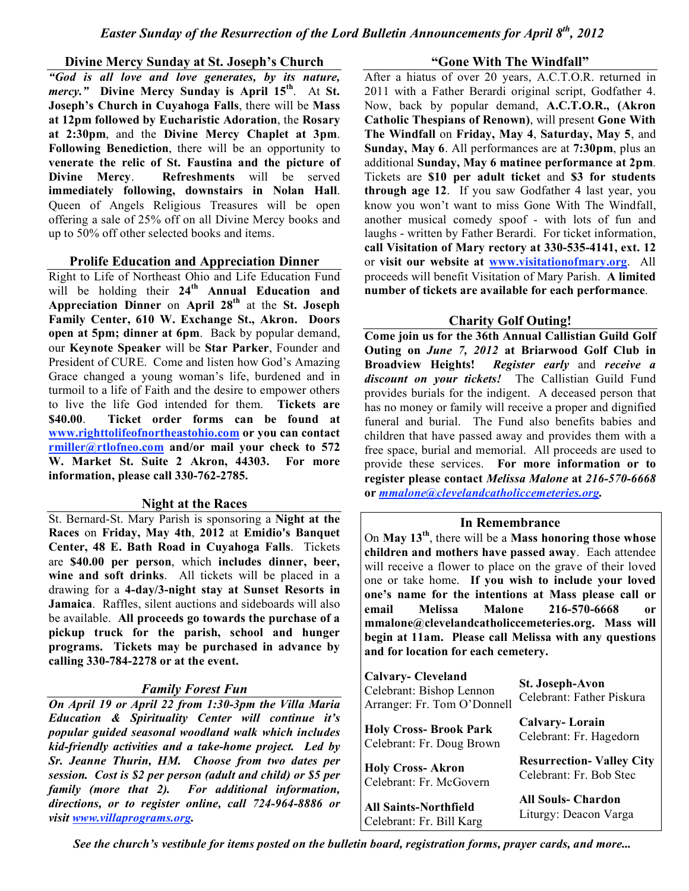*Easter Sunday of the Resurrection of the Lord Bulletin Announcements for April 8th, 2012*

## Divine Mercy Sunday at St. Joseph's Church

***"God is all love and love generates, by its nature, mercy."*** **Divine Mercy Sunday is April 15th**. At **St. Joseph's Church in Cuyahoga Falls**, there will be **Mass at 12pm followed by Eucharistic Adoration**, the **Rosary at 2:30pm**, and the **Divine Mercy Chaplet at 3pm**. **Following Benediction**, there will be an opportunity to **venerate the relic of St. Faustina and the picture of Divine Mercy**. **Refreshments** will be served **immediately following, downstairs in Nolan Hall**. Queen of Angels Religious Treasures will be open offering a sale of 25% off on all Divine Mercy books and up to 50% off other selected books and items.

## Prolife Education and Appreciation Dinner

Right to Life of Northeast Ohio and Life Education Fund will be holding their **24th Annual Education and Appreciation Dinner** on **April 28th** at the **St. Joseph Family Center, 610 W. Exchange St., Akron. Doors open at 5pm; dinner at 6pm**. Back by popular demand, our **Keynote Speaker** will be **Star Parker**, Founder and President of CURE. Come and listen how God's Amazing Grace changed a young woman's life, burdened and in turmoil to a life of Faith and the desire to empower others to live the life God intended for them. **Tickets are $40.00**. **Ticket order forms can be found at www.righttolifeofnortheastohio.com or you can contact rmiller@rtlofneo.com and/or mail your check to 572 W. Market St. Suite 2 Akron, 44303. For more information, please call 330-762-2785.**

## Night at the Races

St. Bernard-St. Mary Parish is sponsoring a **Night at the Races** on **Friday, May 4th, 2012** at **Emidio's Banquet Center, 48 E. Bath Road in Cuyahoga Falls**. Tickets are **$40.00 per person**, which **includes dinner, beer, wine and soft drinks**. All tickets will be placed in a drawing for a **4-day/3-night stay at Sunset Resorts in Jamaica**. Raffles, silent auctions and sideboards will also be available. **All proceeds go towards the purchase of a pickup truck for the parish, school and hunger programs. Tickets may be purchased in advance by calling 330-784-2278 or at the event.**

## *Family Forest Fun*

***On April 19 or April 22 from 1:30-3pm the Villa Maria Education & Spirituality Center will continue it's popular guided seasonal woodland walk which includes kid-friendly activities and a take-home project. Led by Sr. Jeanne Thurin, HM. Choose from two dates per session. Cost is $2 per person (adult and child) or $5 per family (more that 2). For additional information, directions, or to register online, call 724-964-8886 or visit www.villaprograms.org.***

## "Gone With The Windfall"

After a hiatus of over 20 years, A.C.T.O.R. returned in 2011 with a Father Berardi original script, Godfather 4. Now, back by popular demand, **A.C.T.O.R., (Akron Catholic Thespians of Renown)**, will present **Gone With The Windfall** on **Friday, May 4**, **Saturday, May 5**, and **Sunday, May 6**. All performances are at **7:30pm**, plus an additional **Sunday, May 6 matinee performance at 2pm**. Tickets are **$10 per adult ticket** and **$3 for students through age 12**. If you saw Godfather 4 last year, you know you won't want to miss Gone With The Windfall, another musical comedy spoof - with lots of fun and laughs - written by Father Berardi. For ticket information, **call Visitation of Mary rectory at 330-535-4141, ext. 12** or **visit our website at www.visitationofmary.org**. All proceeds will benefit Visitation of Mary Parish. **A limited number of tickets are available for each performance**.

## Charity Golf Outing!

**Come join us for the 36th Annual Callistian Guild Golf Outing on *June 7, 2012* at Briarwood Golf Club in Broadview Heights!** ***Register early*** **and** ***receive a discount on your tickets!*** The Callistian Guild Fund provides burials for the indigent. A deceased person that has no money or family will receive a proper and dignified funeral and burial. The Fund also benefits babies and children that have passed away and provides them with a free space, burial and memorial. All proceeds are used to provide these services. **For more information or to register please contact *Melissa Malone* at *216-570-6668* or *mmalone@clevelandcatholiccemeteries.org*.**

## In Remembrance

On **May 13th**, there will be a **Mass honoring those whose children and mothers have passed away**. Each attendee will receive a flower to place on the grave of their loved one or take home. **If you wish to include your loved one's name for the intentions at Mass please call or email Melissa Malone 216-570-6668 or mmalone@clevelandcatholiccemeteries.org. Mass will begin at 11am. Please call Melissa with any questions and for location for each cemetery.**

**Calvary- Cleveland**
Celebrant: Bishop Lennon
Arranger: Fr. Tom O'Donnell

**Holy Cross- Brook Park**
Celebrant: Fr. Doug Brown

**Holy Cross- Akron**
Celebrant: Fr. McGovern

**All Saints-Northfield**
Celebrant: Fr. Bill Karg

**St. Joseph-Avon**
Celebrant: Father Piskura

**Calvary- Lorain**
Celebrant: Fr. Hagedorn

**Resurrection- Valley City**
Celebrant: Fr. Bob Stec

**All Souls- Chardon**
Liturgy: Deacon Varga

*See the church's vestibule for items posted on the bulletin board, registration forms, prayer cards, and more...*